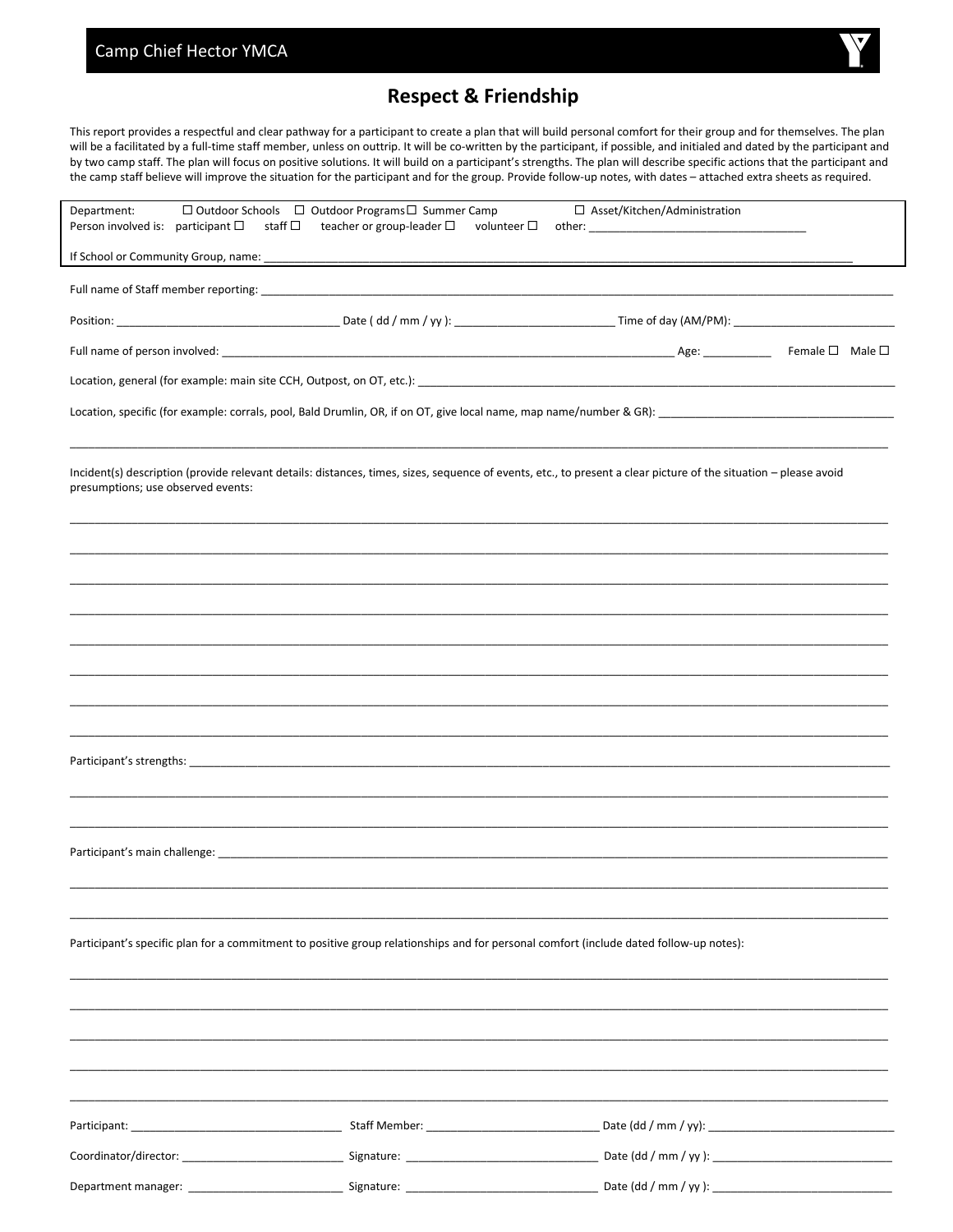Camp Chief Hector YMCA

# Respect & Friendship

This report provides a respectful and clear pathway for a participant to create a plan that will build personal comfort for their group and for themselves. The plan will be a facilitated by a full-time staff member, unless on outtrip. It will be co-written by the participant, if possible, and initialed and dated by the participant and by two camp staff. The plan will focus on positive solutions. It will build on a participant's strengths. The plan will describe specific actions that the participant and the camp staff believe will improve the situation for the participant and for the group. Provide follow-up notes, with dates – attached extra sheets as required.

Department: ☐ Outdoor Schools ☐ Outdoor Programs ☐ Summer Camp ☐ Asset/Kitchen/Administration

Person involved is: participant ☐ staff ☐ teacher or group-leader ☐ volunteer ☐ other: ___________________________________

If School or Community Group, name: ___________________________________________________________________________________________________

Full name of Staff member reporting: ___________________________________________________________________________________________________

Position: _____________________________________ Date ( dd / mm / yy ): __________________________ Time of day (AM/PM): ___________________________

Full name of person involved: __________________________________________________________________________ Age: ___________ Female ☐ Male ☐

Location, general (for example: main site CCH, Outpost, on OT, etc.): _____________________________________________________________________________

Location, specific (for example: corrals, pool, Bald Drumlin, OR, if on OT, give local name, map name/number & GR): _______________________________________

___________________________________________________________________________________________________________________________________

Incident(s) description (provide relevant details: distances, times, sizes, sequence of events, etc., to present a clear picture of the situation – please avoid presumptions; use observed events:

___________________________________________________________________________________________________________________________________

___________________________________________________________________________________________________________________________________

___________________________________________________________________________________________________________________________________

___________________________________________________________________________________________________________________________________

___________________________________________________________________________________________________________________________________

___________________________________________________________________________________________________________________________________

___________________________________________________________________________________________________________________________________

___________________________________________________________________________________________________________________________________

Participant's strengths: ____________________________________________________________________________________________________________

___________________________________________________________________________________________________________________________________

___________________________________________________________________________________________________________________________________

Participant's main challenge: _______________________________________________________________________________________________________

___________________________________________________________________________________________________________________________________

___________________________________________________________________________________________________________________________________

Participant's specific plan for a commitment to positive group relationships and for personal comfort (include dated follow-up notes):

___________________________________________________________________________________________________________________________________

___________________________________________________________________________________________________________________________________

___________________________________________________________________________________________________________________________________

___________________________________________________________________________________________________________________________________

___________________________________________________________________________________________________________________________________

Participant: ___________________________________ Staff Member: _____________________________ Date (dd / mm / yy): ________________________________

Coordinator/director: ___________________________ Signature: _______________________________ Date (dd / mm / yy ): ______________________________

Department manager: __________________________ Signature: _______________________________ Date (dd / mm / yy ): ______________________________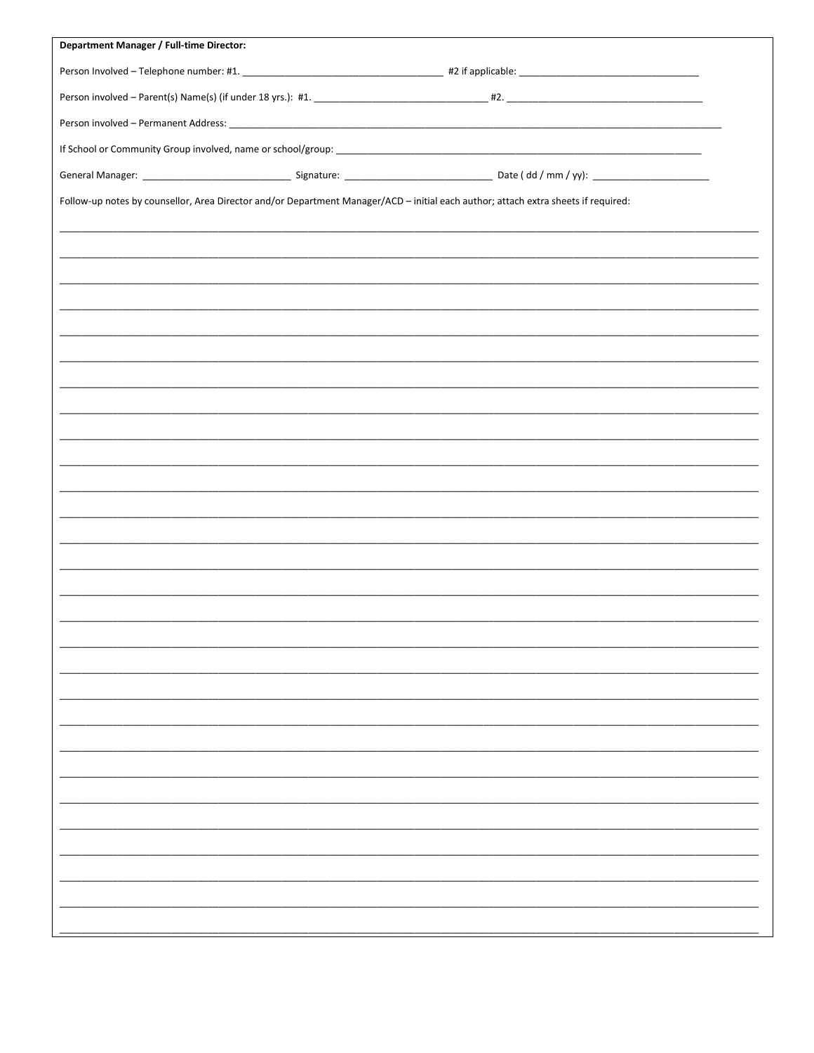**Department Manager / Full-time Director:**

Person Involved – Telephone number: #1. ______________________________________ #2 if applicable: __________________________________

Person involved – Parent(s) Name(s) (if under 18 yrs.): #1. _________________________________ #2. _____________________________________

Person involved – Permanent Address: ____________________________________________________________________________________________

If School or Community Group involved, name or school/group: ______________________________________________________________________

General Manager: ____________________________ Signature: ____________________________ Date ( dd / mm / yy): ______________________

Follow-up notes by counsellor, Area Director and/or Department Manager/ACD – initial each author; attach extra sheets if required:

____________________________________________________________________________________________________________________

____________________________________________________________________________________________________________________

____________________________________________________________________________________________________________________

____________________________________________________________________________________________________________________

____________________________________________________________________________________________________________________

____________________________________________________________________________________________________________________

____________________________________________________________________________________________________________________

____________________________________________________________________________________________________________________

____________________________________________________________________________________________________________________

____________________________________________________________________________________________________________________

____________________________________________________________________________________________________________________

____________________________________________________________________________________________________________________

____________________________________________________________________________________________________________________

____________________________________________________________________________________________________________________

____________________________________________________________________________________________________________________

____________________________________________________________________________________________________________________

____________________________________________________________________________________________________________________

____________________________________________________________________________________________________________________

____________________________________________________________________________________________________________________

____________________________________________________________________________________________________________________

____________________________________________________________________________________________________________________

____________________________________________________________________________________________________________________

____________________________________________________________________________________________________________________

____________________________________________________________________________________________________________________

____________________________________________________________________________________________________________________

____________________________________________________________________________________________________________________

____________________________________________________________________________________________________________________

____________________________________________________________________________________________________________________